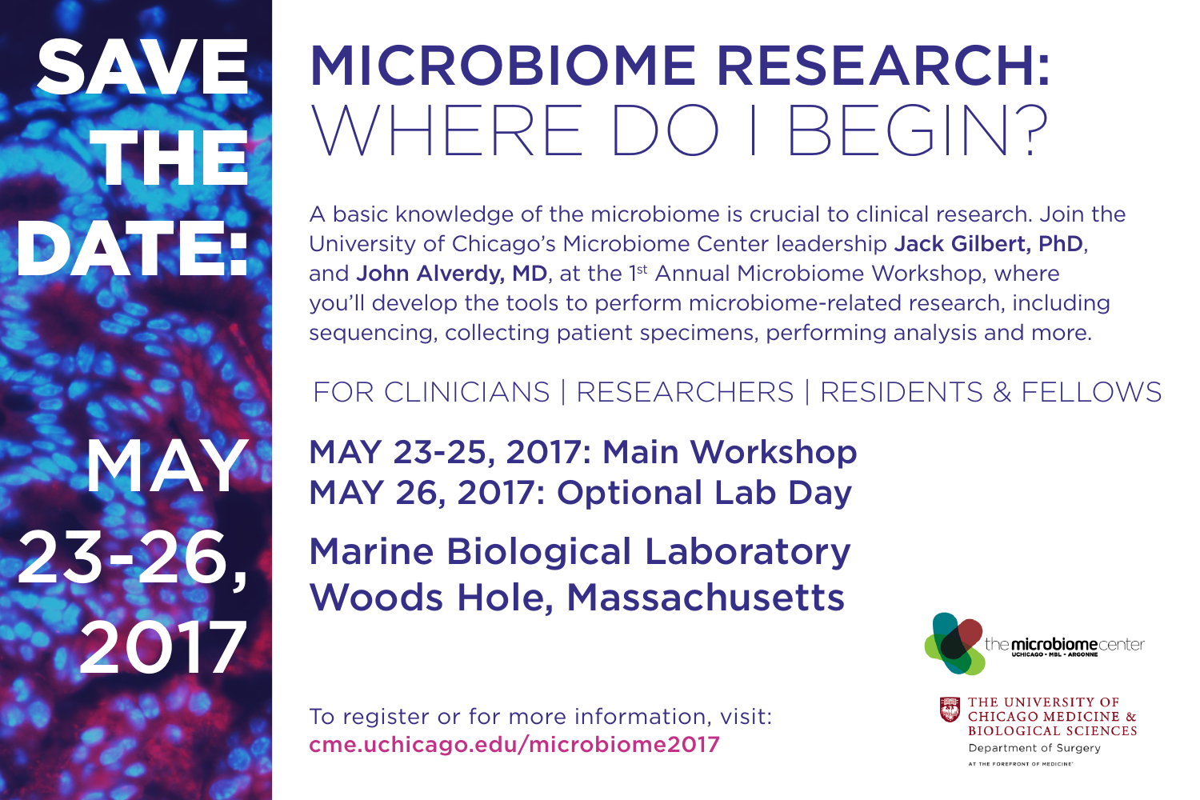# SAVE THE DATE:

# MAY 23-26, 2017

# MICROBIOME RESEARCH: WHERE DO I BEGIN?

A basic knowledge of the microbiome is crucial to clinical research. Join the University of Chicago's Microbiome Center leadership **Jack Gilbert, PhD**, and **John Alverdy, MD**, at the 1st Annual Microbiome Workshop, where you'll develop the tools to perform microbiome-related research, including sequencing, collecting patient specimens, performing analysis and more.

FOR CLINICIANS | RESEARCHERS | RESIDENTS & FELLOWS

**MAY 23-25, 2017: Main Workshop**
**MAY 26, 2017: Optional Lab Day**

**Marine Biological Laboratory**
**Woods Hole, Massachusetts**

To register or for more information, visit:
cme.uchicago.edu/microbiome2017

the microbiome center
UCHICAGO • MBL • ARGONNE

THE UNIVERSITY OF CHICAGO MEDICINE & BIOLOGICAL SCIENCES
Department of Surgery
AT THE FOREFRONT OF MEDICINE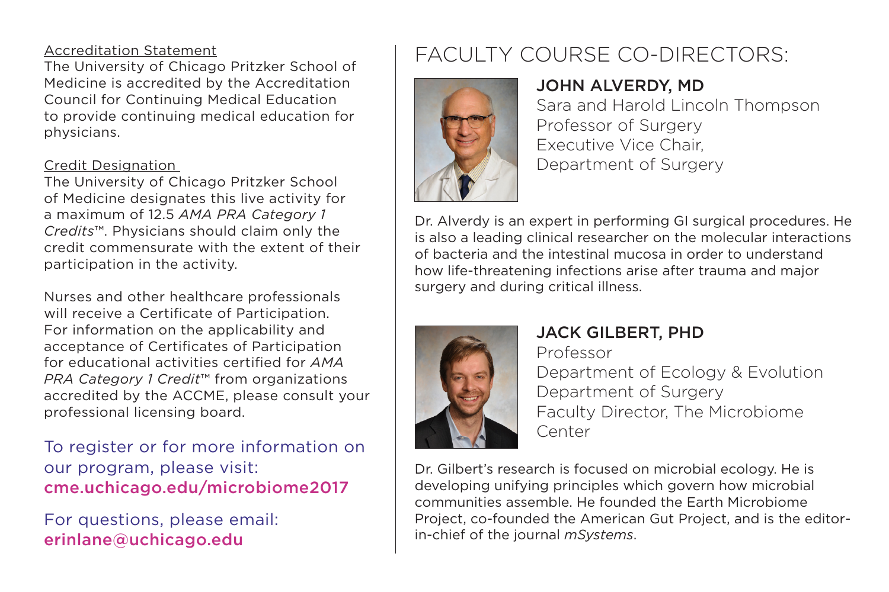Accreditation Statement

The University of Chicago Pritzker School of Medicine is accredited by the Accreditation Council for Continuing Medical Education to provide continuing medical education for physicians.

Credit Designation

The University of Chicago Pritzker School of Medicine designates this live activity for a maximum of 12.5 *AMA PRA Category 1 Credits*™. Physicians should claim only the credit commensurate with the extent of their participation in the activity.

Nurses and other healthcare professionals will receive a Certificate of Participation. For information on the applicability and acceptance of Certificates of Participation for educational activities certified for *AMA PRA Category 1 Credit*™ from organizations accredited by the ACCME, please consult your professional licensing board.

To register or for more information on our program, please visit:
**cme.uchicago.edu/microbiome2017**

For questions, please email:
**erinlane@uchicago.edu**

# FACULTY COURSE CO-DIRECTORS:

## JOHN ALVERDY, MD

Sara and Harold Lincoln Thompson Professor of Surgery
Executive Vice Chair, Department of Surgery

Dr. Alverdy is an expert in performing GI surgical procedures. He is also a leading clinical researcher on the molecular interactions of bacteria and the intestinal mucosa in order to understand how life-threatening infections arise after trauma and major surgery and during critical illness.

## JACK GILBERT, PHD

Professor
Department of Ecology & Evolution
Department of Surgery
Faculty Director, The Microbiome Center

Dr. Gilbert's research is focused on microbial ecology. He is developing unifying principles which govern how microbial communities assemble. He founded the Earth Microbiome Project, co-founded the American Gut Project, and is the editor-in-chief of the journal *mSystems*.